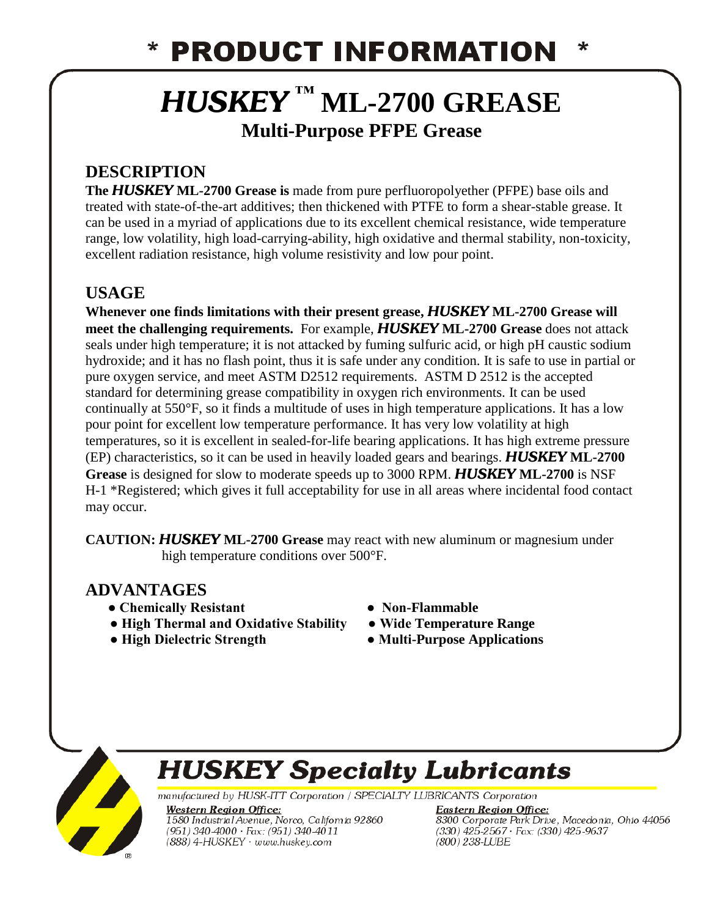# * PRODUCT INFORMATION *

# *HUSKEY* ™ ML-2700 GREASE

## Multi-Purpose PFPE Grease

## DESCRIPTION

**The *HUSKEY* ML-2700 Grease is** made from pure perfluoropolyether (PFPE) base oils and treated with state-of-the-art additives; then thickened with PTFE to form a shear-stable grease. It can be used in a myriad of applications due to its excellent chemical resistance, wide temperature range, low volatility, high load-carrying-ability, high oxidative and thermal stability, non-toxicity, excellent radiation resistance, high volume resistivity and low pour point.

## USAGE

**Whenever one finds limitations with their present grease, *HUSKEY* ML-2700 Grease will meet the challenging requirements.** For example, ***HUSKEY* ML-2700 Grease** does not attack seals under high temperature; it is not attacked by fuming sulfuric acid, or high pH caustic sodium hydroxide; and it has no flash point, thus it is safe under any condition. It is safe to use in partial or pure oxygen service, and meet ASTM D2512 requirements. ASTM D 2512 is the accepted standard for determining grease compatibility in oxygen rich environments. It can be used continually at 550°F, so it finds a multitude of uses in high temperature applications. It has a low pour point for excellent low temperature performance. It has very low volatility at high temperatures, so it is excellent in sealed-for-life bearing applications. It has high extreme pressure (EP) characteristics, so it can be used in heavily loaded gears and bearings. ***HUSKEY* ML-2700 Grease** is designed for slow to moderate speeds up to 3000 RPM. ***HUSKEY* ML-2700** is NSF H-1 *Registered; which gives it full acceptability for use in all areas where incidental food contact may occur.

**CAUTION: *HUSKEY* ML-2700 Grease** may react with new aluminum or magnesium under high temperature conditions over 500°F.

## ADVANTAGES

- **Chemically Resistant**
- **High Thermal and Oxidative Stability**
- **High Dielectric Strength**
- **Non-Flammable**
- **Wide Temperature Range**
- **Multi-Purpose Applications**

***HUSKEY Specialty Lubricants***

*manufactured by HUSK-ITT Corporation / SPECIALTY LUBRICANTS Corporation*

***Western Region Office:***
*1580 Industrial Avenue, Norco, California 92860*
*(951) 340-4000 · Fax: (951) 340-4011*
*(888) 4-HUSKEY · www.huskey.com*

***Eastern Region Office:***
*8300 Corporate Park Drive, Macedonia, Ohio 44056*
*(330) 425-2567 · Fax: (330) 425-9637*
*(800) 238-LUBE*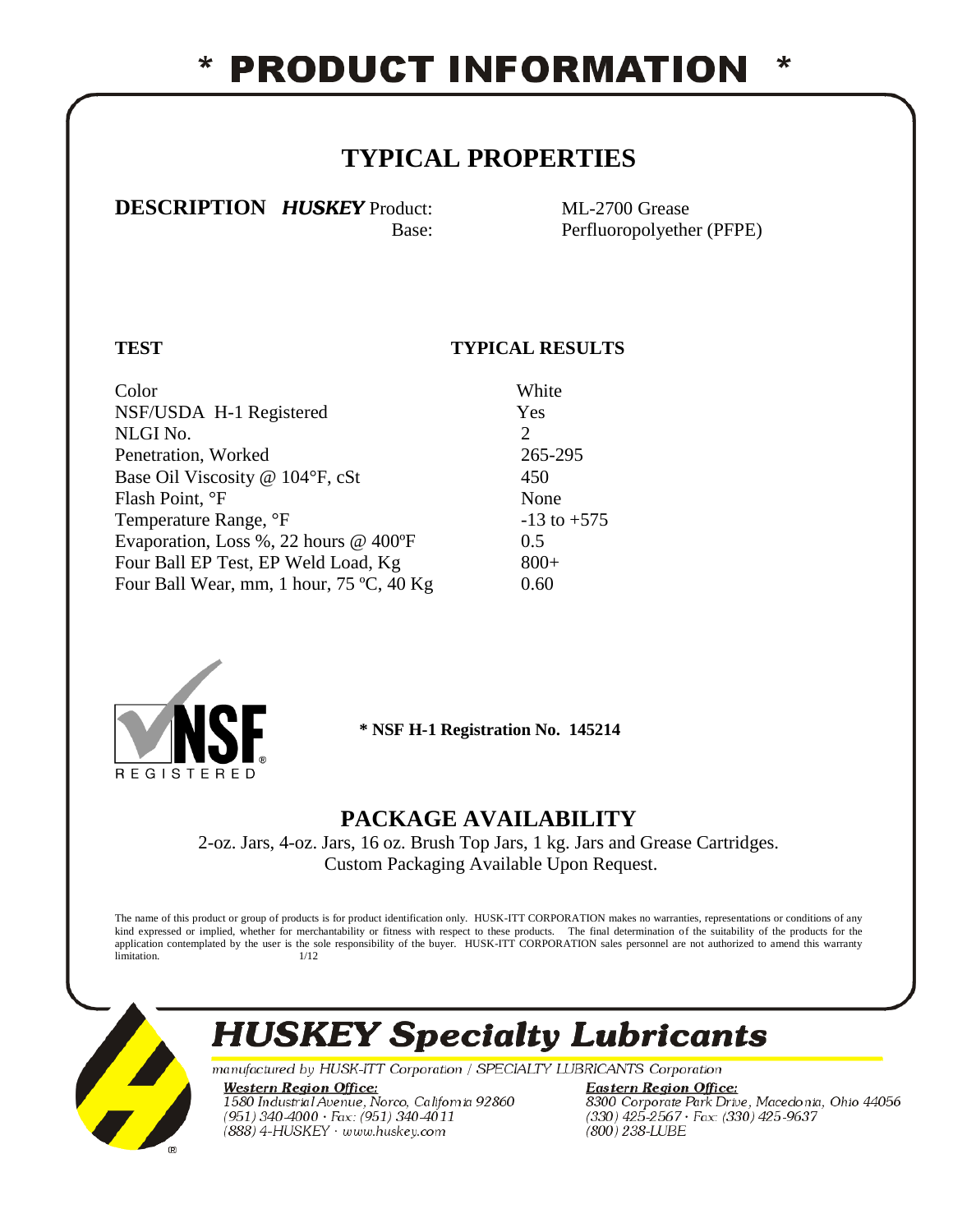# * PRODUCT INFORMATION *

## TYPICAL PROPERTIES

**DESCRIPTION** ***HUSKEY*** Product: ML-2700 Grease
Base: Perfluoropolyether (PFPE)

| TEST | TYPICAL RESULTS |
|---|---|
| Color | White |
| NSF/USDA H-1 Registered | Yes |
| NLGI No. | 2 |
| Penetration, Worked | 265-295 |
| Base Oil Viscosity @ 104°F, cSt | 450 |
| Flash Point, °F | None |
| Temperature Range, °F | -13 to +575 |
| Evaporation, Loss %, 22 hours @ 400ºF | 0.5 |
| Four Ball EP Test, EP Weld Load, Kg | 800+ |
| Four Ball Wear, mm, 1 hour, 75 ºC, 40 Kg | 0.60 |

NSF REGISTERED

**\* NSF H-1 Registration No. 145214**

## PACKAGE AVAILABILITY

2-oz. Jars, 4-oz. Jars, 16 oz. Brush Top Jars, 1 kg. Jars and Grease Cartridges.
Custom Packaging Available Upon Request.

The name of this product or group of products is for product identification only. HUSK-ITT CORPORATION makes no warranties, representations or conditions of any kind expressed or implied, whether for merchantability or fitness with respect to these products. The final determination of the suitability of the products for the application contemplated by the user is the sole responsibility of the buyer. HUSK-ITT CORPORATION sales personnel are not authorized to amend this warranty limitation. 1/12

## *HUSKEY Specialty Lubricants*

*manufactured by HUSK-ITT Corporation / SPECIALTY LUBRICANTS Corporation*

***Western Region Office:***
*1580 Industrial Avenue, Norco, California 92860*
*(951) 340-4000 · Fax: (951) 340-4011*
*(888) 4-HUSKEY · www.huskey.com*

***Eastern Region Office:***
*8300 Corporate Park Drive, Macedonia, Ohio 44056*
*(330) 425-2567 · Fax: (330) 425-9637*
*(800) 238-LUBE*